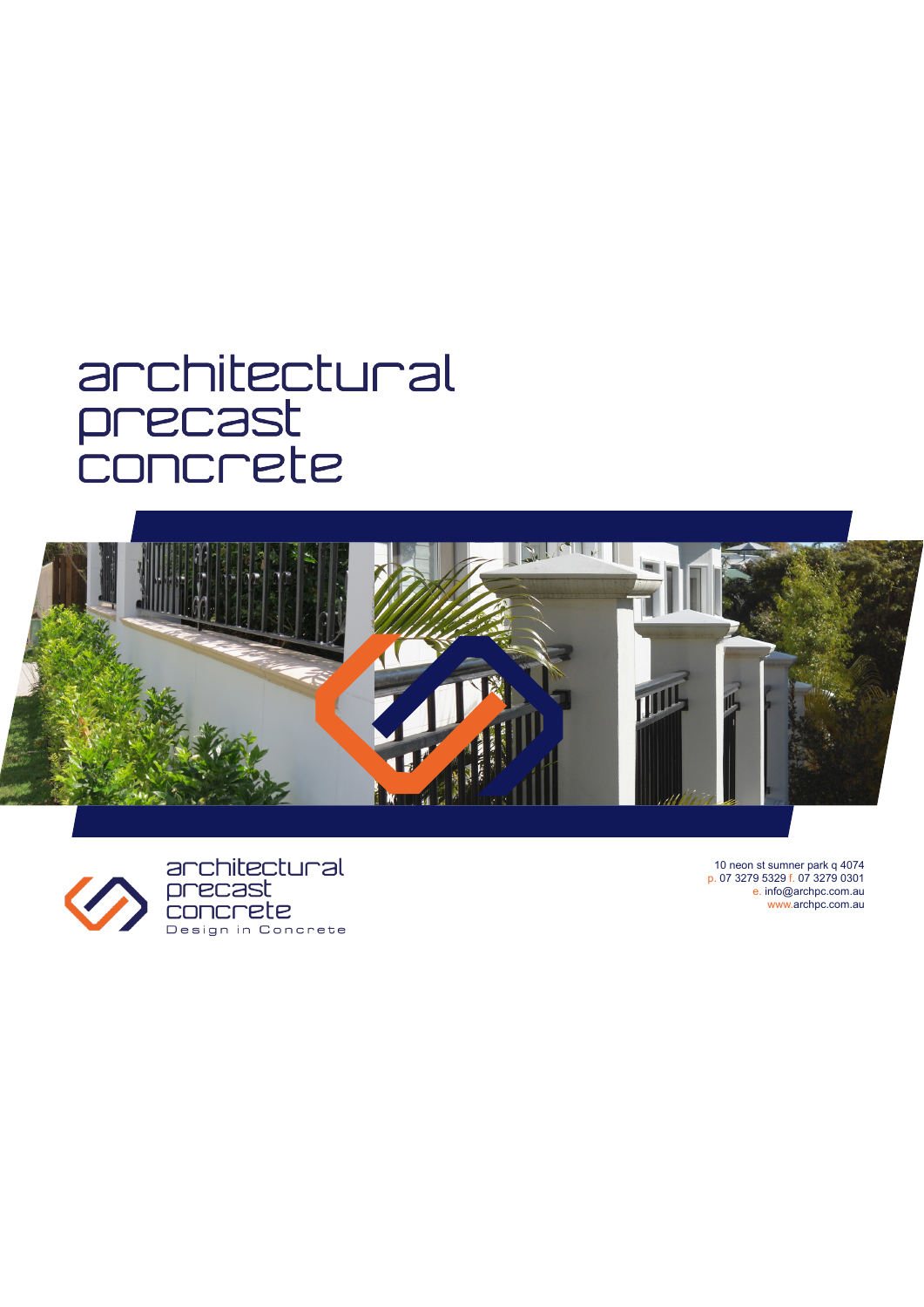# architectural precast concrete

architectural
precast
concrete
Design in Concrete

10 neon st sumner park q 4074
p. 07 3279 5329 f. 07 3279 0301
e. info@archpc.com.au
www.archpc.com.au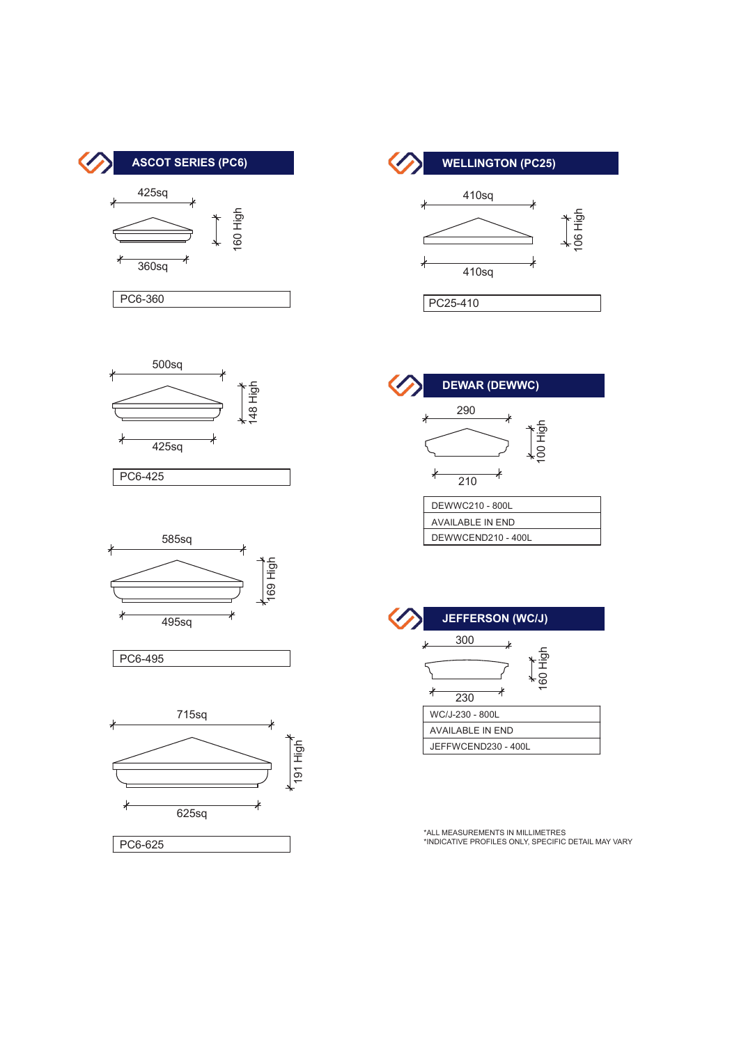## ASCOT SERIES (PC6)

425sq

160 High

360sq

| PC6-360 |
|---|

500sq

148 High

425sq

| PC6-425 |
|---|

585sq

169 High

495sq

| PC6-495 |
|---|

715sq

191 High

625sq

| PC6-625 |
|---|

## WELLINGTON (PC25)

410sq

106 High

410sq

| PC25-410 |
|---|

## DEWAR (DEWWC)

290

100 High

210

| DEWWC210 - 800L |
|---|
| AVAILABLE IN END |
| DEWWCEND210 - 400L |

## JEFFERSON (WC/J)

300

160 High

230

| WC/J-230 - 800L |
|---|
| AVAILABLE IN END |
| JEFFWCEND230 - 400L |

*ALL MEASUREMENTS IN MILLIMETRES
*INDICATIVE PROFILES ONLY, SPECIFIC DETAIL MAY VARY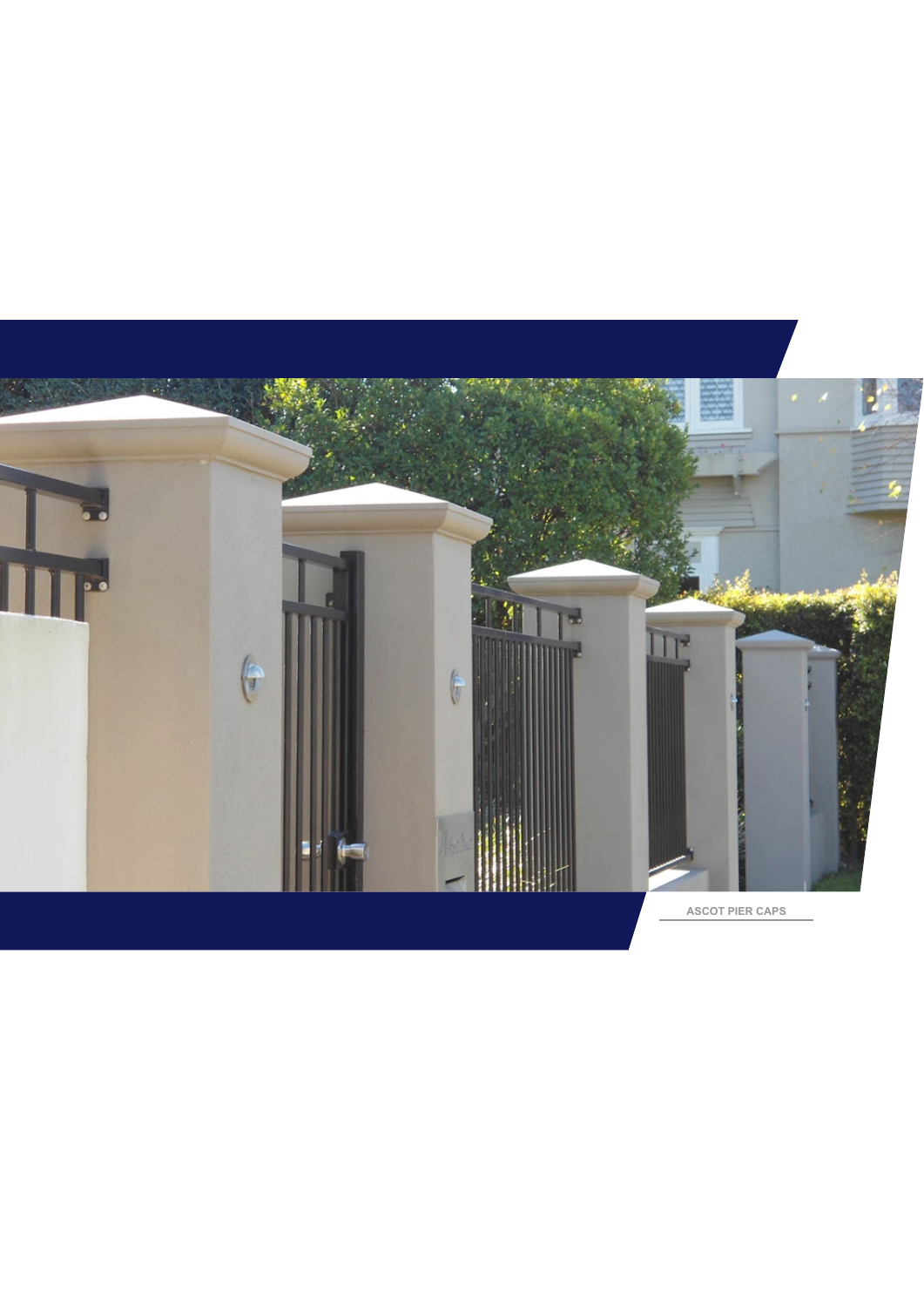ASCOT PIER CAPS